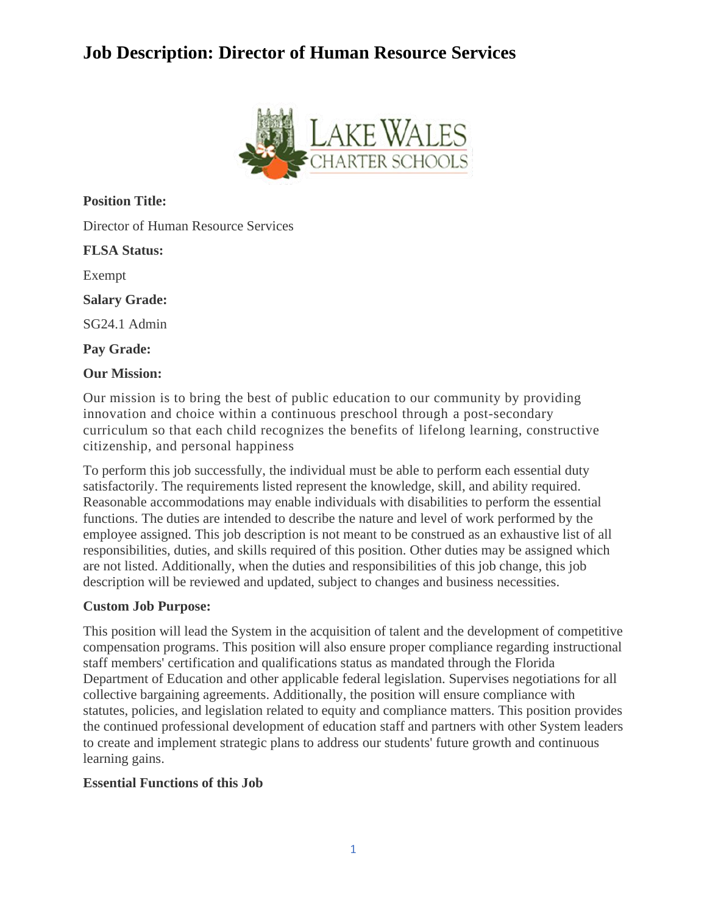# Job Description: Director of Human Resource Services

**Position Title:**

Director of Human Resource Services

**FLSA Status:**

Exempt

**Salary Grade:**

SG24.1 Admin

**Pay Grade:**

**Our Mission:**

Our mission is to bring the best of public education to our community by providing innovation and choice within a continuous preschool through a post-secondary curriculum so that each child recognizes the benefits of lifelong learning, constructive citizenship, and personal happiness

To perform this job successfully, the individual must be able to perform each essential duty satisfactorily. The requirements listed represent the knowledge, skill, and ability required. Reasonable accommodations may enable individuals with disabilities to perform the essential functions. The duties are intended to describe the nature and level of work performed by the employee assigned. This job description is not meant to be construed as an exhaustive list of all responsibilities, duties, and skills required of this position. Other duties may be assigned which are not listed. Additionally, when the duties and responsibilities of this job change, this job description will be reviewed and updated, subject to changes and business necessities.

**Custom Job Purpose:**

This position will lead the System in the acquisition of talent and the development of competitive compensation programs. This position will also ensure proper compliance regarding instructional staff members' certification and qualifications status as mandated through the Florida Department of Education and other applicable federal legislation. Supervises negotiations for all collective bargaining agreements. Additionally, the position will ensure compliance with statutes, policies, and legislation related to equity and compliance matters. This position provides the continued professional development of education staff and partners with other System leaders to create and implement strategic plans to address our students' future growth and continuous learning gains.

**Essential Functions of this Job**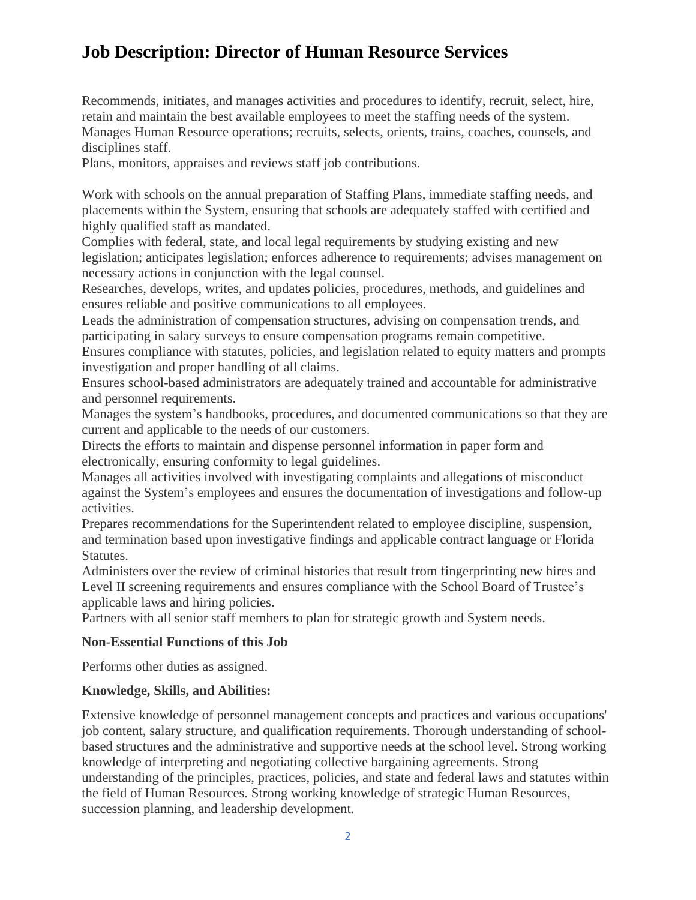# Job Description: Director of Human Resource Services

Recommends, initiates, and manages activities and procedures to identify, recruit, select, hire, retain and maintain the best available employees to meet the staffing needs of the system.
Manages Human Resource operations; recruits, selects, orients, trains, coaches, counsels, and disciplines staff.
Plans, monitors, appraises and reviews staff job contributions.

Work with schools on the annual preparation of Staffing Plans, immediate staffing needs, and placements within the System, ensuring that schools are adequately staffed with certified and highly qualified staff as mandated.
Complies with federal, state, and local legal requirements by studying existing and new legislation; anticipates legislation; enforces adherence to requirements; advises management on necessary actions in conjunction with the legal counsel.
Researches, develops, writes, and updates policies, procedures, methods, and guidelines and ensures reliable and positive communications to all employees.
Leads the administration of compensation structures, advising on compensation trends, and participating in salary surveys to ensure compensation programs remain competitive.
Ensures compliance with statutes, policies, and legislation related to equity matters and prompts investigation and proper handling of all claims.
Ensures school-based administrators are adequately trained and accountable for administrative and personnel requirements.
Manages the system's handbooks, procedures, and documented communications so that they are current and applicable to the needs of our customers.
Directs the efforts to maintain and dispense personnel information in paper form and electronically, ensuring conformity to legal guidelines.
Manages all activities involved with investigating complaints and allegations of misconduct against the System's employees and ensures the documentation of investigations and follow-up activities.
Prepares recommendations for the Superintendent related to employee discipline, suspension, and termination based upon investigative findings and applicable contract language or Florida Statutes.
Administers over the review of criminal histories that result from fingerprinting new hires and Level II screening requirements and ensures compliance with the School Board of Trustee's applicable laws and hiring policies.
Partners with all senior staff members to plan for strategic growth and System needs.

**Non-Essential Functions of this Job**

Performs other duties as assigned.

**Knowledge, Skills, and Abilities:**

Extensive knowledge of personnel management concepts and practices and various occupations' job content, salary structure, and qualification requirements. Thorough understanding of school-based structures and the administrative and supportive needs at the school level. Strong working knowledge of interpreting and negotiating collective bargaining agreements. Strong understanding of the principles, practices, policies, and state and federal laws and statutes within the field of Human Resources. Strong working knowledge of strategic Human Resources, succession planning, and leadership development.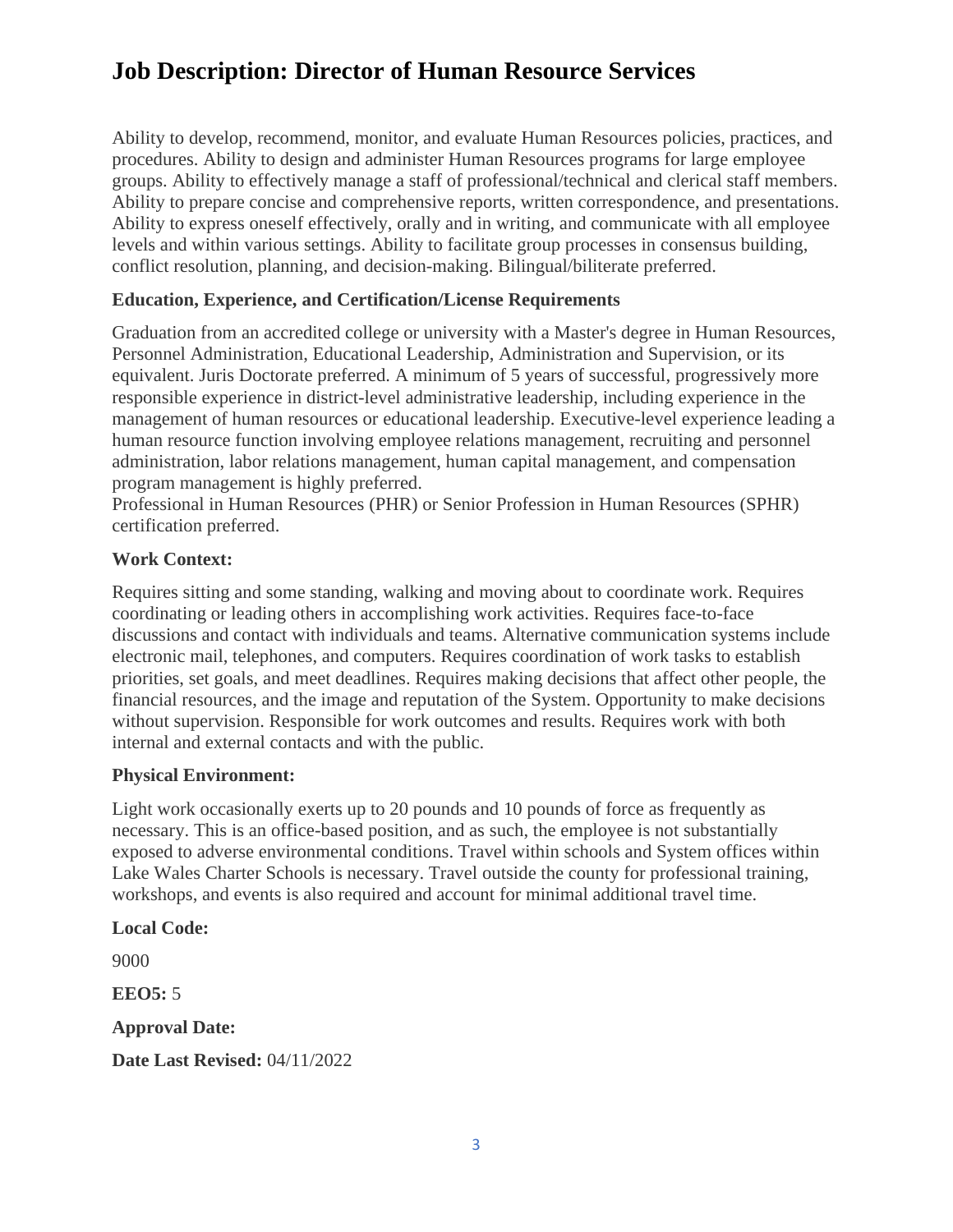# Job Description: Director of Human Resource Services

Ability to develop, recommend, monitor, and evaluate Human Resources policies, practices, and procedures. Ability to design and administer Human Resources programs for large employee groups. Ability to effectively manage a staff of professional/technical and clerical staff members. Ability to prepare concise and comprehensive reports, written correspondence, and presentations. Ability to express oneself effectively, orally and in writing, and communicate with all employee levels and within various settings. Ability to facilitate group processes in consensus building, conflict resolution, planning, and decision-making. Bilingual/biliterate preferred.

**Education, Experience, and Certification/License Requirements**

Graduation from an accredited college or university with a Master's degree in Human Resources, Personnel Administration, Educational Leadership, Administration and Supervision, or its equivalent. Juris Doctorate preferred. A minimum of 5 years of successful, progressively more responsible experience in district-level administrative leadership, including experience in the management of human resources or educational leadership. Executive-level experience leading a human resource function involving employee relations management, recruiting and personnel administration, labor relations management, human capital management, and compensation program management is highly preferred.
Professional in Human Resources (PHR) or Senior Profession in Human Resources (SPHR) certification preferred.

**Work Context:**

Requires sitting and some standing, walking and moving about to coordinate work. Requires coordinating or leading others in accomplishing work activities. Requires face-to-face discussions and contact with individuals and teams. Alternative communication systems include electronic mail, telephones, and computers. Requires coordination of work tasks to establish priorities, set goals, and meet deadlines. Requires making decisions that affect other people, the financial resources, and the image and reputation of the System. Opportunity to make decisions without supervision. Responsible for work outcomes and results. Requires work with both internal and external contacts and with the public.

**Physical Environment:**

Light work occasionally exerts up to 20 pounds and 10 pounds of force as frequently as necessary. This is an office-based position, and as such, the employee is not substantially exposed to adverse environmental conditions. Travel within schools and System offices within Lake Wales Charter Schools is necessary. Travel outside the county for professional training, workshops, and events is also required and account for minimal additional travel time.

**Local Code:**

9000

**EEO5:** 5

**Approval Date:**

**Date Last Revised:** 04/11/2022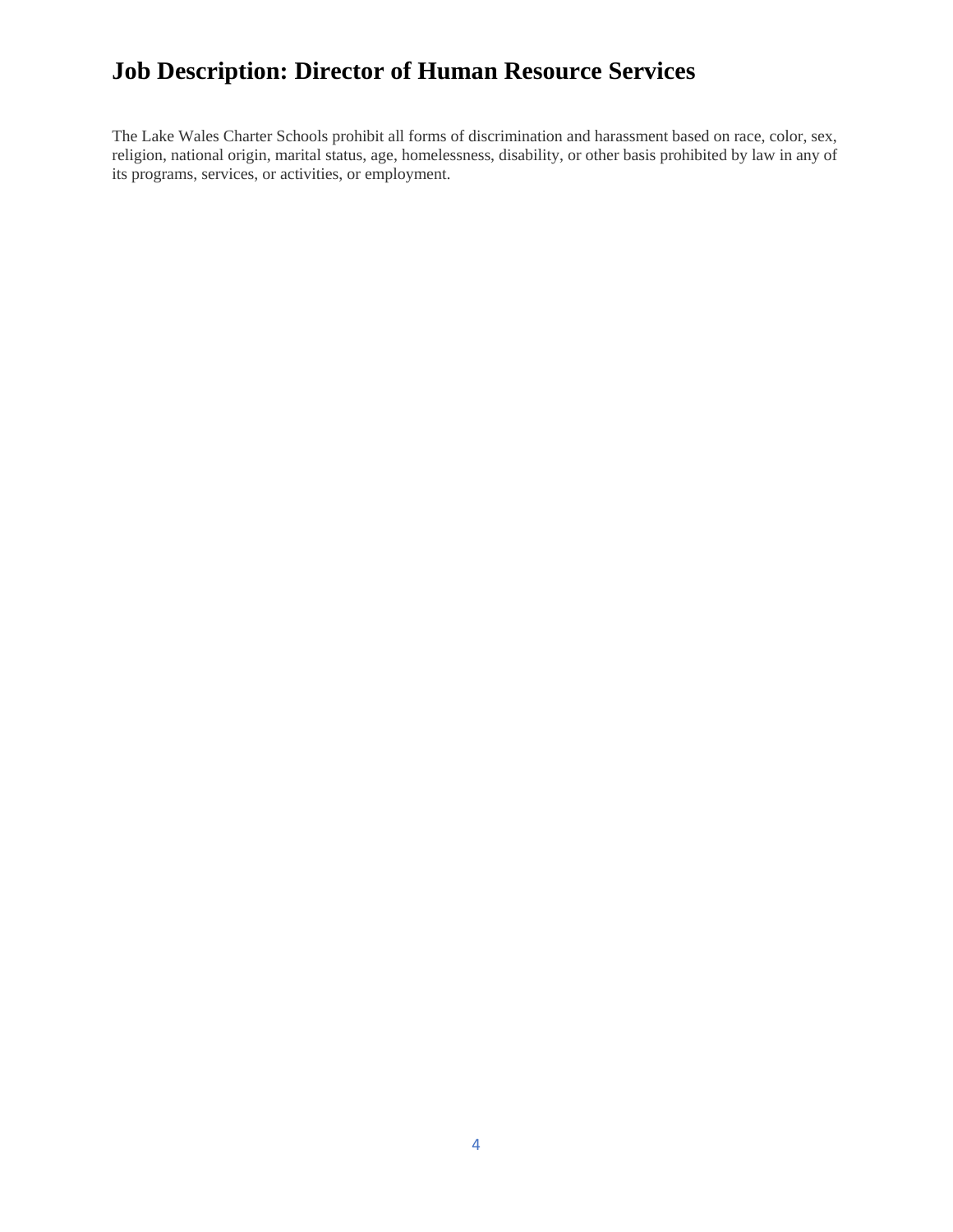# Job Description: Director of Human Resource Services

The Lake Wales Charter Schools prohibit all forms of discrimination and harassment based on race, color, sex, religion, national origin, marital status, age, homelessness, disability, or other basis prohibited by law in any of its programs, services, or activities, or employment.